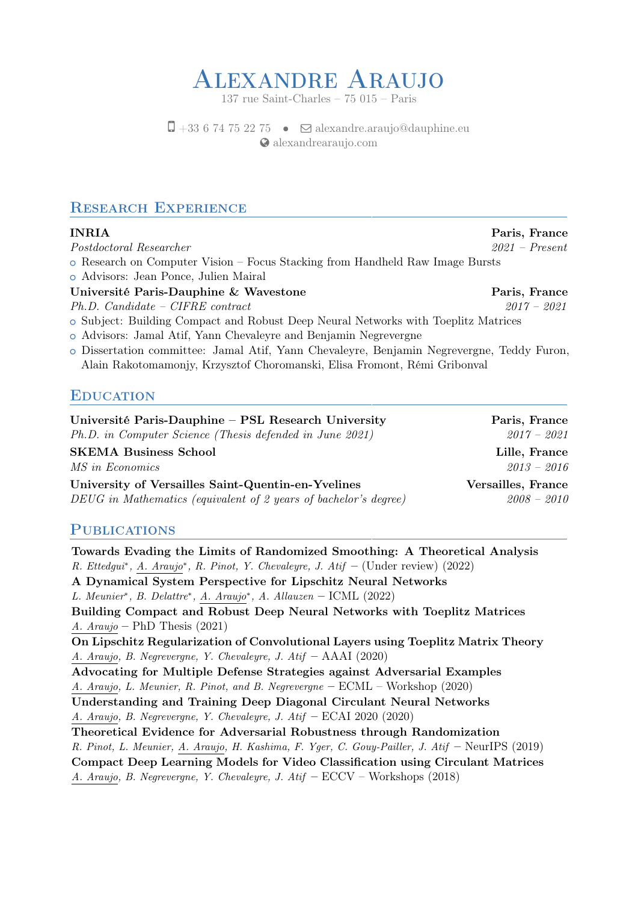# Alexandre Araujo

137 rue Saint-Charles – 75 015 – Paris

+33 6 74 75 22 75 • alexandre.araujo@dauphine.eu
alexandrearaujo.com

## Research Experience

**INRIA** — **Paris, France**
*Postdoctoral Researcher* — *2021 – Present*
- Research on Computer Vision – Focus Stacking from Handheld Raw Image Bursts
- Advisors: Jean Ponce, Julien Mairal

**Université Paris-Dauphine & Wavestone** — **Paris, France**
*Ph.D. Candidate – CIFRE contract* — *2017 – 2021*
- Subject: Building Compact and Robust Deep Neural Networks with Toeplitz Matrices
- Advisors: Jamal Atif, Yann Chevaleyre and Benjamin Negrevergne
- Dissertation committee: Jamal Atif, Yann Chevaleyre, Benjamin Negrevergne, Teddy Furon, Alain Rakotomamonjy, Krzysztof Choromanski, Elisa Fromont, Rémi Gribonval

## Education

**Université Paris-Dauphine – PSL Research University** — **Paris, France**
*Ph.D. in Computer Science (Thesis defended in June 2021)* — *2017 – 2021*

**SKEMA Business School** — **Lille, France**
*MS in Economics* — *2013 – 2016*

**University of Versailles Saint-Quentin-en-Yvelines** — **Versailles, France**
*DEUG in Mathematics (equivalent of 2 years of bachelor's degree)* — *2008 – 2010*

## Publications

**Towards Evading the Limits of Randomized Smoothing: A Theoretical Analysis**
*R. Ettedgui\*, A. Araujo\*, R. Pinot, Y. Chevaleyre, J. Atif* – (Under review) (2022)

**A Dynamical System Perspective for Lipschitz Neural Networks**
*L. Meunier\*, B. Delattre\*, A. Araujo\*, A. Allauzen* – ICML (2022)

**Building Compact and Robust Deep Neural Networks with Toeplitz Matrices**
*A. Araujo* – PhD Thesis (2021)

**On Lipschitz Regularization of Convolutional Layers using Toeplitz Matrix Theory**
*A. Araujo, B. Negrevergne, Y. Chevaleyre, J. Atif* – AAAI (2020)

**Advocating for Multiple Defense Strategies against Adversarial Examples**
*A. Araujo, L. Meunier, R. Pinot, and B. Negrevergne* – ECML – Workshop (2020)

**Understanding and Training Deep Diagonal Circulant Neural Networks**
*A. Araujo, B. Negrevergne, Y. Chevaleyre, J. Atif* – ECAI 2020 (2020)

**Theoretical Evidence for Adversarial Robustness through Randomization**
*R. Pinot, L. Meunier, A. Araujo, H. Kashima, F. Yger, C. Gouy-Pailler, J. Atif* – NeurIPS (2019)

**Compact Deep Learning Models for Video Classification using Circulant Matrices**
*A. Araujo, B. Negrevergne, Y. Chevaleyre, J. Atif* – ECCV – Workshops (2018)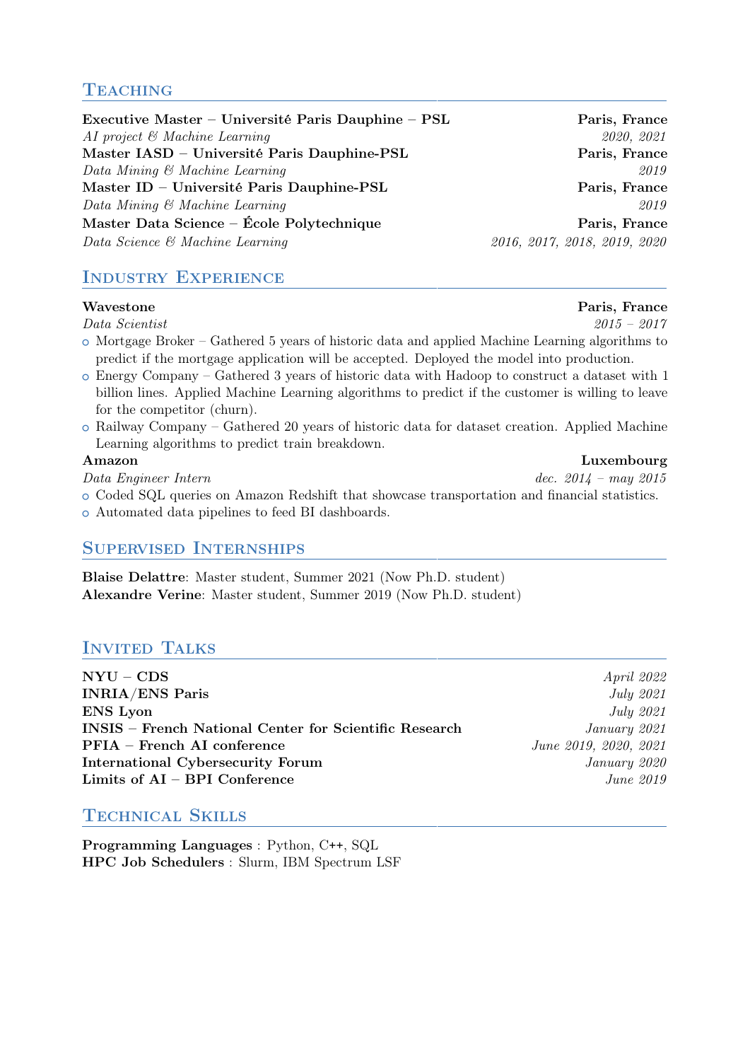## Teaching

**Executive Master – Université Paris Dauphine – PSL** — **Paris, France**
*AI project & Machine Learning* — *2020, 2021*

**Master IASD – Université Paris Dauphine-PSL** — **Paris, France**
*Data Mining & Machine Learning* — *2019*

**Master ID – Université Paris Dauphine-PSL** — **Paris, France**
*Data Mining & Machine Learning* — *2019*

**Master Data Science – École Polytechnique** — **Paris, France**
*Data Science & Machine Learning* — *2016, 2017, 2018, 2019, 2020*

## Industry Experience

**Wavestone** — **Paris, France**
*Data Scientist* — *2015 – 2017*

- Mortgage Broker – Gathered 5 years of historic data and applied Machine Learning algorithms to predict if the mortgage application will be accepted. Deployed the model into production.
- Energy Company – Gathered 3 years of historic data with Hadoop to construct a dataset with 1 billion lines. Applied Machine Learning algorithms to predict if the customer is willing to leave for the competitor (churn).
- Railway Company – Gathered 20 years of historic data for dataset creation. Applied Machine Learning algorithms to predict train breakdown.

**Amazon** — **Luxembourg**
*Data Engineer Intern* — *dec. 2014 – may 2015*

- Coded SQL queries on Amazon Redshift that showcase transportation and financial statistics.
- Automated data pipelines to feed BI dashboards.

## Supervised Internships

**Blaise Delattre**: Master student, Summer 2021 (Now Ph.D. student)
**Alexandre Verine**: Master student, Summer 2019 (Now Ph.D. student)

## Invited Talks

**NYU – CDS** — *April 2022*
**INRIA/ENS Paris** — *July 2021*
**ENS Lyon** — *July 2021*
**INSIS – French National Center for Scientific Research** — *January 2021*
**PFIA – French AI conference** — *June 2019, 2020, 2021*
**International Cybersecurity Forum** — *January 2020*
**Limits of AI – BPI Conference** — *June 2019*

## Technical Skills

**Programming Languages** : Python, C++, SQL
**HPC Job Schedulers** : Slurm, IBM Spectrum LSF